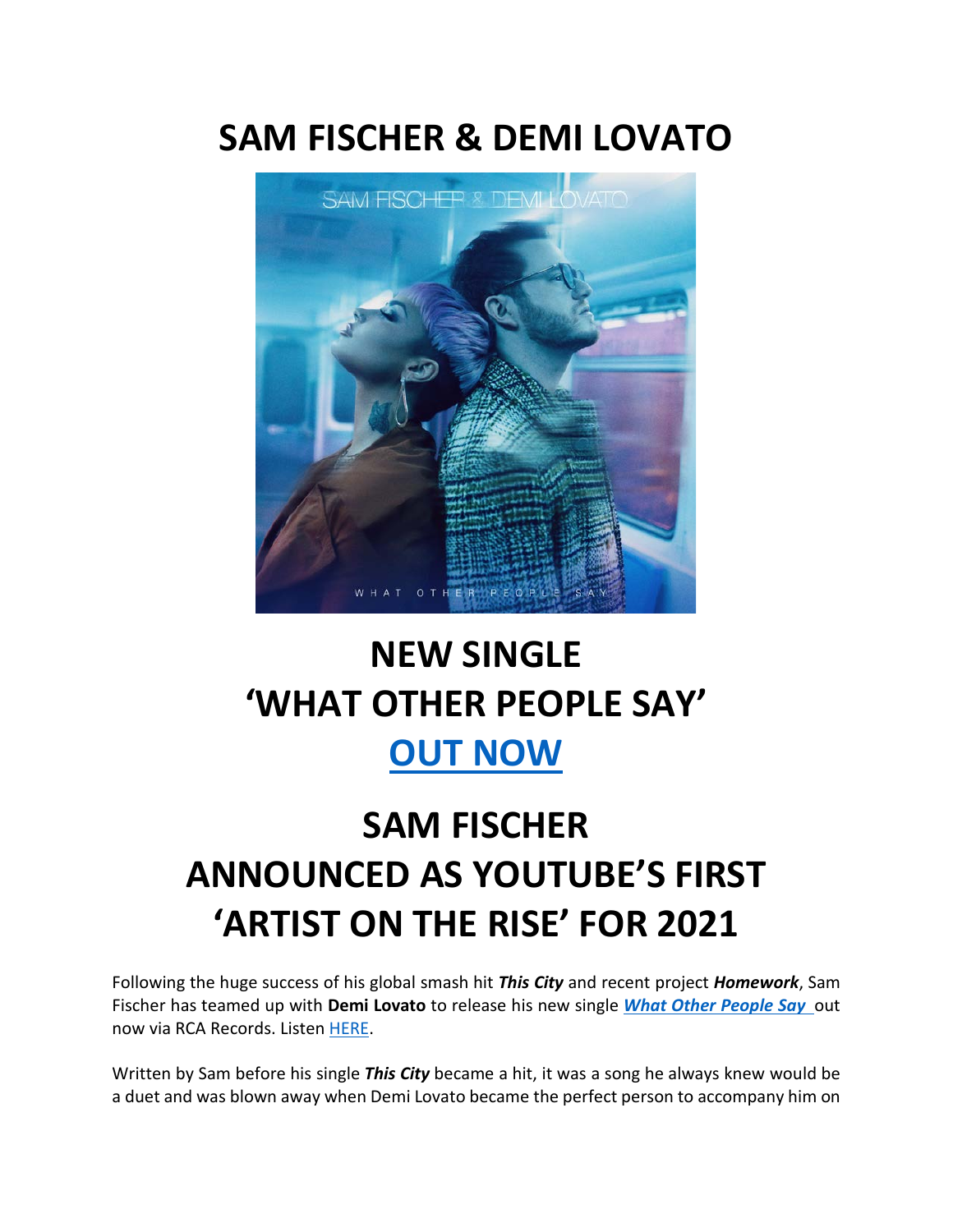# SAM FISCHER & DEMI LOVATO

# NEW SINGLE 'WHAT OTHER PEOPLE SAY' OUT NOW

# SAM FISCHER ANNOUNCED AS YOUTUBE'S FIRST 'ARTIST ON THE RISE' FOR 2021

Following the huge success of his global smash hit ***This City*** and recent project ***Homework***, Sam Fischer has teamed up with **Demi Lovato** to release his new single ***What Other People Say*** out now via RCA Records. Listen HERE.

Written by Sam before his single ***This City*** became a hit, it was a song he always knew would be a duet and was blown away when Demi Lovato became the perfect person to accompany him on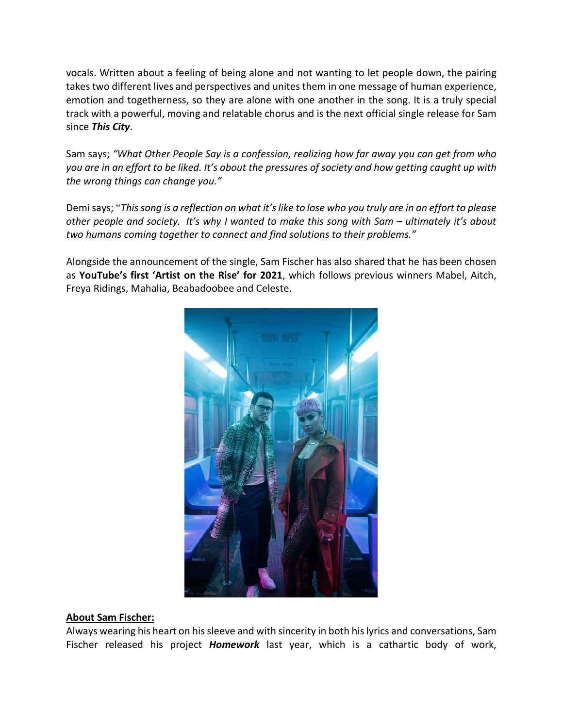vocals. Written about a feeling of being alone and not wanting to let people down, the pairing takes two different lives and perspectives and unites them in one message of human experience, emotion and togetherness, so they are alone with one another in the song. It is a truly special track with a powerful, moving and relatable chorus and is the next official single release for Sam since ***This City***.

Sam says; *"What Other People Say is a confession, realizing how far away you can get from who you are in an effort to be liked. It's about the pressures of society and how getting caught up with the wrong things can change you."*

Demi says; "*This song is a reflection on what it's like to lose who you truly are in an effort to please other people and society. It's why I wanted to make this song with Sam – ultimately it's about two humans coming together to connect and find solutions to their problems."*

Alongside the announcement of the single, Sam Fischer has also shared that he has been chosen as **YouTube's first 'Artist on the Rise' for 2021**, which follows previous winners Mabel, Aitch, Freya Ridings, Mahalia, Beabadoobee and Celeste.

**About Sam Fischer:**

Always wearing his heart on his sleeve and with sincerity in both his lyrics and conversations, Sam Fischer released his project ***Homework*** last year, which is a cathartic body of work,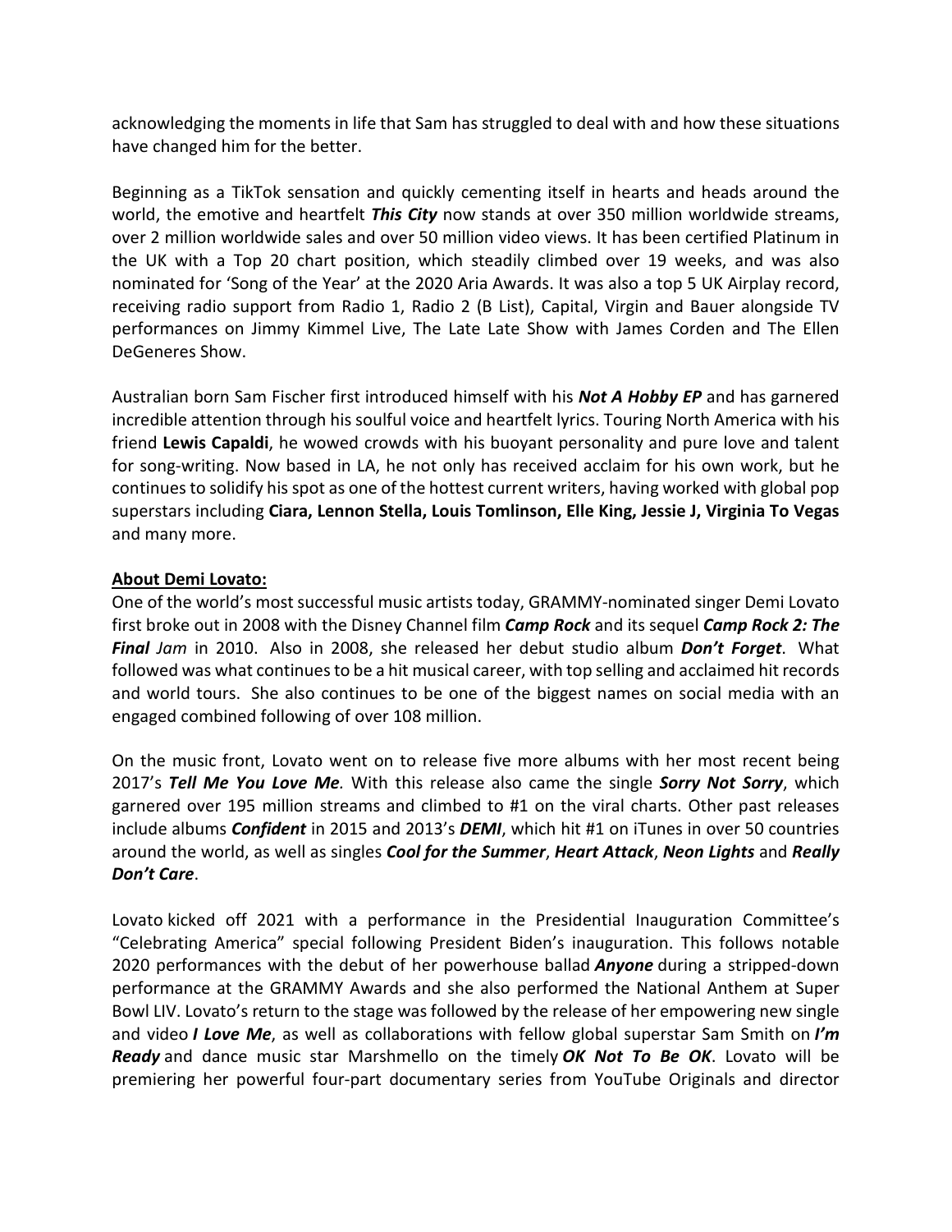acknowledging the moments in life that Sam has struggled to deal with and how these situations have changed him for the better.

Beginning as a TikTok sensation and quickly cementing itself in hearts and heads around the world, the emotive and heartfelt ***This City*** now stands at over 350 million worldwide streams, over 2 million worldwide sales and over 50 million video views. It has been certified Platinum in the UK with a Top 20 chart position, which steadily climbed over 19 weeks, and was also nominated for 'Song of the Year' at the 2020 Aria Awards. It was also a top 5 UK Airplay record, receiving radio support from Radio 1, Radio 2 (B List), Capital, Virgin and Bauer alongside TV performances on Jimmy Kimmel Live, The Late Late Show with James Corden and The Ellen DeGeneres Show.

Australian born Sam Fischer first introduced himself with his ***Not A Hobby EP*** and has garnered incredible attention through his soulful voice and heartfelt lyrics. Touring North America with his friend **Lewis Capaldi**, he wowed crowds with his buoyant personality and pure love and talent for song-writing. Now based in LA, he not only has received acclaim for his own work, but he continues to solidify his spot as one of the hottest current writers, having worked with global pop superstars including **Ciara, Lennon Stella, Louis Tomlinson, Elle King, Jessie J, Virginia To Vegas** and many more.

**About Demi Lovato:**

One of the world's most successful music artists today, GRAMMY-nominated singer Demi Lovato first broke out in 2008 with the Disney Channel film ***Camp Rock*** and its sequel ***Camp Rock 2: The Final*** *Jam* in 2010. Also in 2008, she released her debut studio album ***Don't Forget***. What followed was what continues to be a hit musical career, with top selling and acclaimed hit records and world tours. She also continues to be one of the biggest names on social media with an engaged combined following of over 108 million.

On the music front, Lovato went on to release five more albums with her most recent being 2017's ***Tell Me You Love Me****.* With this release also came the single ***Sorry Not Sorry***, which garnered over 195 million streams and climbed to #1 on the viral charts. Other past releases include albums ***Confident*** in 2015 and 2013's ***DEMI***, which hit #1 on iTunes in over 50 countries around the world, as well as singles ***Cool for the Summer***, ***Heart Attack***, ***Neon Lights*** and ***Really Don't Care***.

Lovato kicked off 2021 with a performance in the Presidential Inauguration Committee's "Celebrating America" special following President Biden's inauguration. This follows notable 2020 performances with the debut of her powerhouse ballad ***Anyone*** during a stripped-down performance at the GRAMMY Awards and she also performed the National Anthem at Super Bowl LIV. Lovato's return to the stage was followed by the release of her empowering new single and video ***I Love Me***, as well as collaborations with fellow global superstar Sam Smith on ***I'm Ready*** and dance music star Marshmello on the timely ***OK Not To Be OK***. Lovato will be premiering her powerful four-part documentary series from YouTube Originals and director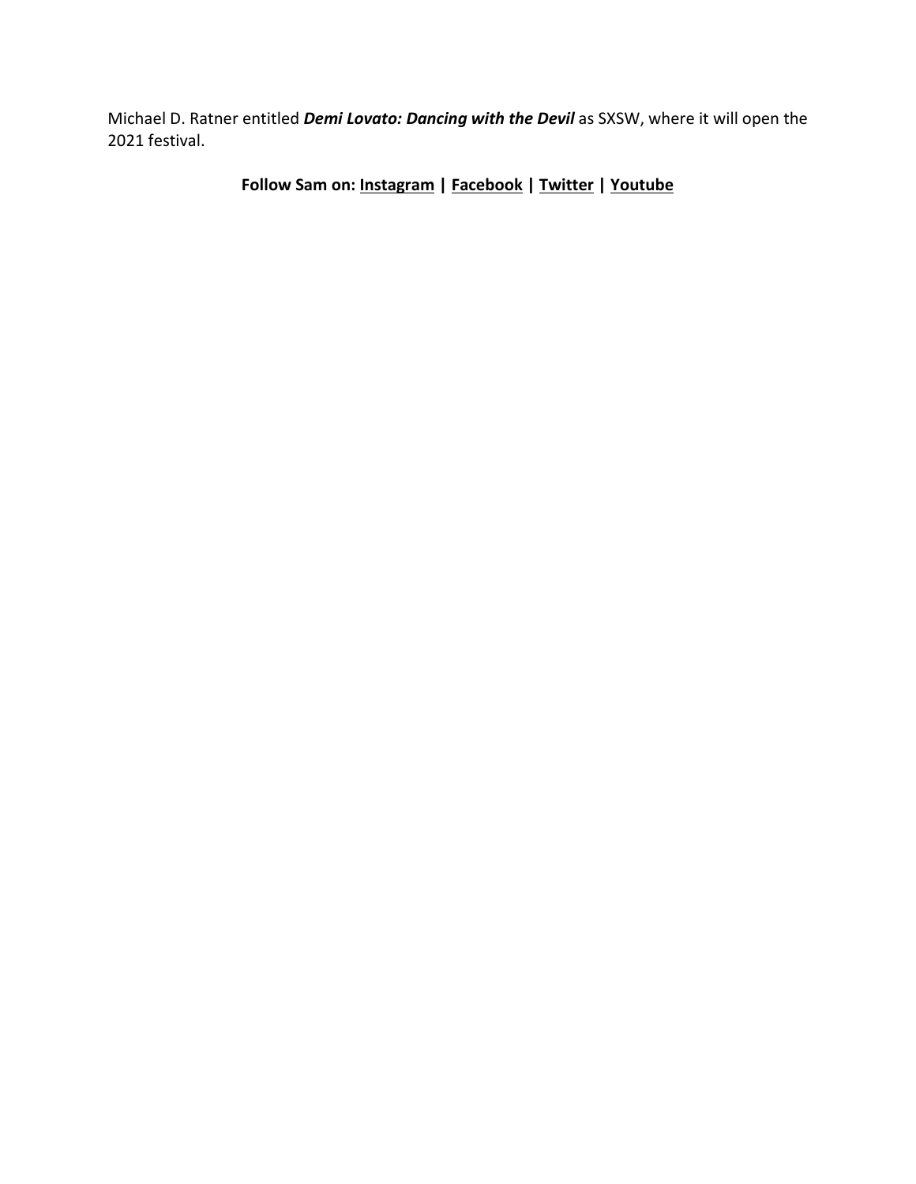Michael D. Ratner entitled ***Demi Lovato: Dancing with the Devil*** as SXSW, where it will open the 2021 festival.

**Follow Sam on: Instagram | Facebook | Twitter | Youtube**